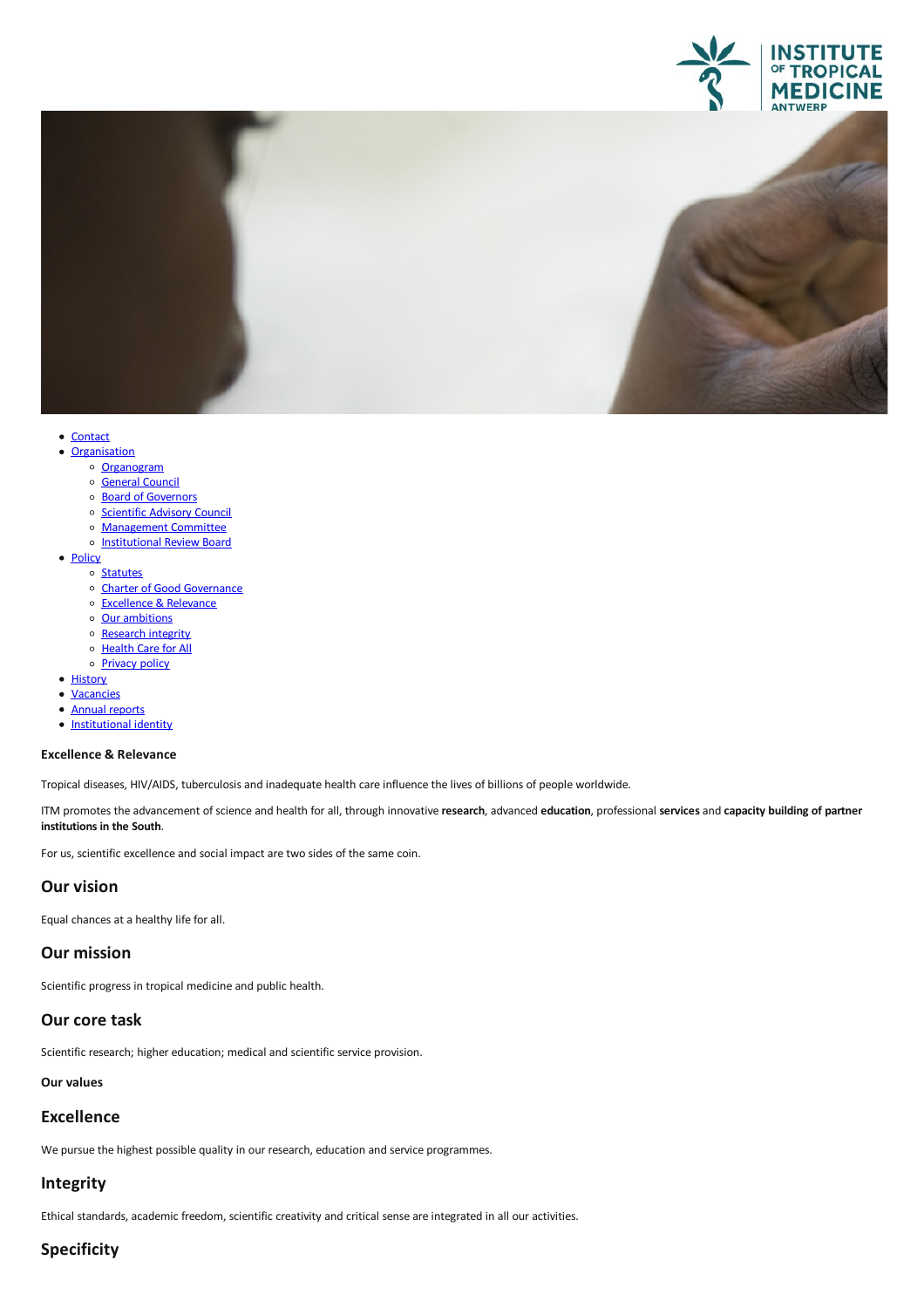- Contact
- Organisation
    - Organogram
    - General Council
    - Board of Governors
    - Scientific Advisory Council
    - Management Committee
    - Institutional Review Board
- Policy
    - Statutes
    - Charter of Good Governance
    - Excellence & Relevance
    - Our ambitions
    - Research integrity
    - Health Care for All
    - Privacy policy
- History
- Vacancies
- Annual reports
- Institutional identity

**Excellence & Relevance**

Tropical diseases, HIV/AIDS, tuberculosis and inadequate health care influence the lives of billions of people worldwide.

ITM promotes the advancement of science and health for all, through innovative **research**, advanced **education**, professional **services** and **capacity building of partner institutions in the South**.

For us, scientific excellence and social impact are two sides of the same coin.

## Our vision

Equal chances at a healthy life for all.

## Our mission

Scientific progress in tropical medicine and public health.

## Our core task

Scientific research; higher education; medical and scientific service provision.

**Our values**

## Excellence

We pursue the highest possible quality in our research, education and service programmes.

## Integrity

Ethical standards, academic freedom, scientific creativity and critical sense are integrated in all our activities.

## Specificity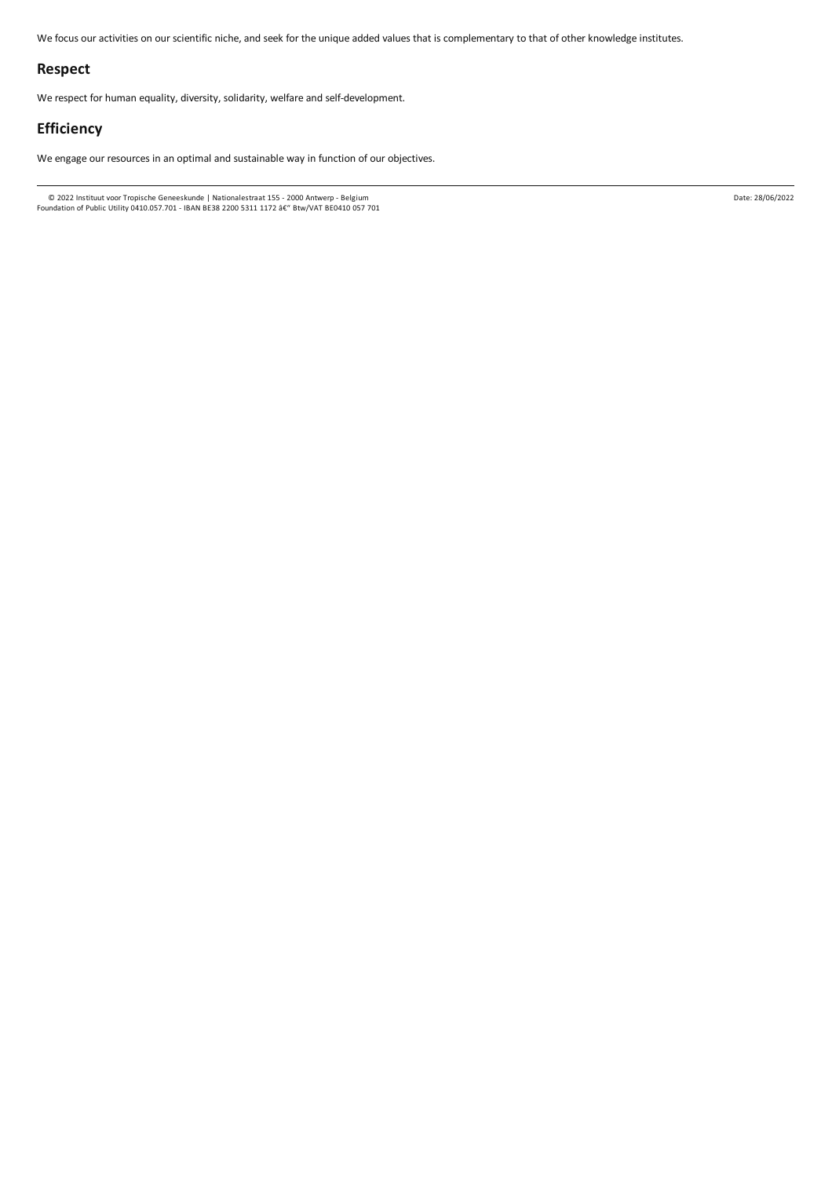We focus our activities on our scientific niche, and seek for the unique added values that is complementary to that of other knowledge institutes.

## Respect

We respect for human equality, diversity, solidarity, welfare and self-development.

## Efficiency

We engage our resources in an optimal and sustainable way in function of our objectives.